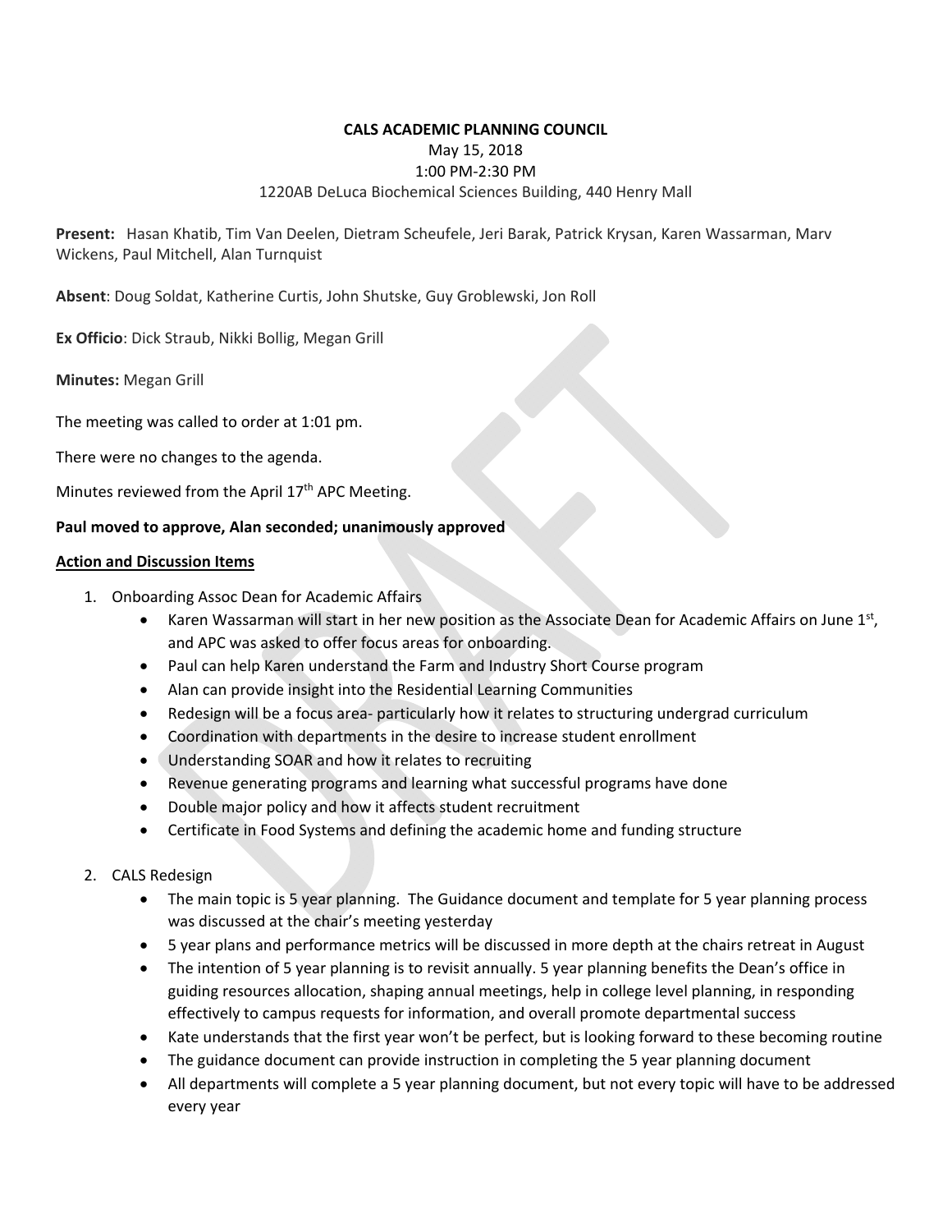**CALS ACADEMIC PLANNING COUNCIL**

May 15, 2018

1:00 PM-2:30 PM

1220AB DeLuca Biochemical Sciences Building, 440 Henry Mall

**Present:** Hasan Khatib, Tim Van Deelen, Dietram Scheufele, Jeri Barak, Patrick Krysan, Karen Wassarman, Marv Wickens, Paul Mitchell, Alan Turnquist

**Absent**: Doug Soldat, Katherine Curtis, John Shutske, Guy Groblewski, Jon Roll

**Ex Officio**: Dick Straub, Nikki Bollig, Megan Grill

**Minutes:** Megan Grill

The meeting was called to order at 1:01 pm.

There were no changes to the agenda.

Minutes reviewed from the April 17th APC Meeting.

**Paul moved to approve, Alan seconded; unanimously approved**

**Action and Discussion Items**

1. Onboarding Assoc Dean for Academic Affairs
   - Karen Wassarman will start in her new position as the Associate Dean for Academic Affairs on June 1st, and APC was asked to offer focus areas for onboarding.
   - Paul can help Karen understand the Farm and Industry Short Course program
   - Alan can provide insight into the Residential Learning Communities
   - Redesign will be a focus area- particularly how it relates to structuring undergrad curriculum
   - Coordination with departments in the desire to increase student enrollment
   - Understanding SOAR and how it relates to recruiting
   - Revenue generating programs and learning what successful programs have done
   - Double major policy and how it affects student recruitment
   - Certificate in Food Systems and defining the academic home and funding structure

2. CALS Redesign
   - The main topic is 5 year planning. The Guidance document and template for 5 year planning process was discussed at the chair's meeting yesterday
   - 5 year plans and performance metrics will be discussed in more depth at the chairs retreat in August
   - The intention of 5 year planning is to revisit annually. 5 year planning benefits the Dean's office in guiding resources allocation, shaping annual meetings, help in college level planning, in responding effectively to campus requests for information, and overall promote departmental success
   - Kate understands that the first year won't be perfect, but is looking forward to these becoming routine
   - The guidance document can provide instruction in completing the 5 year planning document
   - All departments will complete a 5 year planning document, but not every topic will have to be addressed every year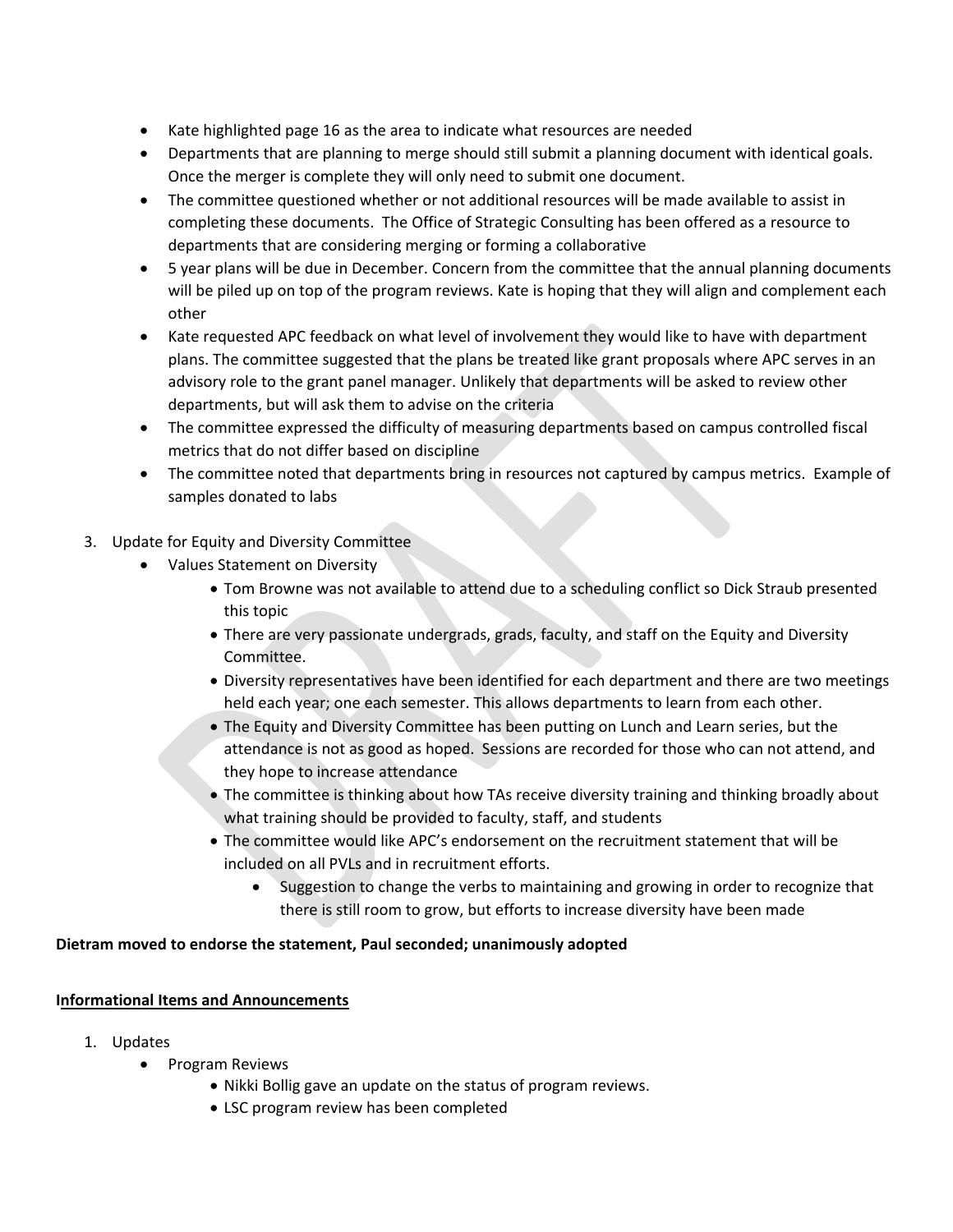- Kate highlighted page 16 as the area to indicate what resources are needed
- Departments that are planning to merge should still submit a planning document with identical goals. Once the merger is complete they will only need to submit one document.
- The committee questioned whether or not additional resources will be made available to assist in completing these documents. The Office of Strategic Consulting has been offered as a resource to departments that are considering merging or forming a collaborative
- 5 year plans will be due in December. Concern from the committee that the annual planning documents will be piled up on top of the program reviews. Kate is hoping that they will align and complement each other
- Kate requested APC feedback on what level of involvement they would like to have with department plans. The committee suggested that the plans be treated like grant proposals where APC serves in an advisory role to the grant panel manager. Unlikely that departments will be asked to review other departments, but will ask them to advise on the criteria
- The committee expressed the difficulty of measuring departments based on campus controlled fiscal metrics that do not differ based on discipline
- The committee noted that departments bring in resources not captured by campus metrics. Example of samples donated to labs

3. Update for Equity and Diversity Committee
   - Values Statement on Diversity
     - Tom Browne was not available to attend due to a scheduling conflict so Dick Straub presented this topic
     - There are very passionate undergrads, grads, faculty, and staff on the Equity and Diversity Committee.
     - Diversity representatives have been identified for each department and there are two meetings held each year; one each semester. This allows departments to learn from each other.
     - The Equity and Diversity Committee has been putting on Lunch and Learn series, but the attendance is not as good as hoped. Sessions are recorded for those who can not attend, and they hope to increase attendance
     - The committee is thinking about how TAs receive diversity training and thinking broadly about what training should be provided to faculty, staff, and students
     - The committee would like APC's endorsement on the recruitment statement that will be included on all PVLs and in recruitment efforts.
       - Suggestion to change the verbs to maintaining and growing in order to recognize that there is still room to grow, but efforts to increase diversity have been made

**Dietram moved to endorse the statement, Paul seconded; unanimously adopted**

**Informational Items and Announcements**

1. Updates
   - Program Reviews
     - Nikki Bollig gave an update on the status of program reviews.
     - LSC program review has been completed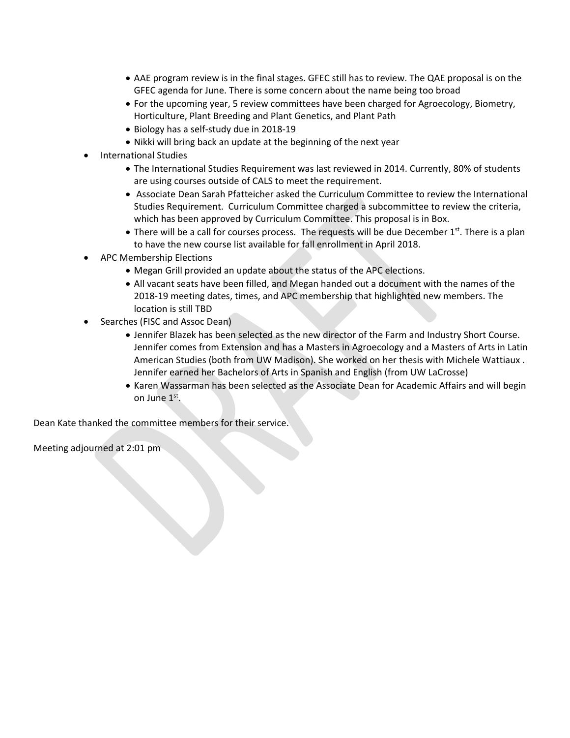- AAE program review is in the final stages. GFEC still has to review. The QAE proposal is on the GFEC agenda for June. There is some concern about the name being too broad
  - For the upcoming year, 5 review committees have been charged for Agroecology, Biometry, Horticulture, Plant Breeding and Plant Genetics, and Plant Path
  - Biology has a self-study due in 2018-19
  - Nikki will bring back an update at the beginning of the next year
- International Studies
  - The International Studies Requirement was last reviewed in 2014. Currently, 80% of students are using courses outside of CALS to meet the requirement.
  - Associate Dean Sarah Pfatteicher asked the Curriculum Committee to review the International Studies Requirement. Curriculum Committee charged a subcommittee to review the criteria, which has been approved by Curriculum Committee. This proposal is in Box.
  - There will be a call for courses process. The requests will be due December 1st. There is a plan to have the new course list available for fall enrollment in April 2018.
- APC Membership Elections
  - Megan Grill provided an update about the status of the APC elections.
  - All vacant seats have been filled, and Megan handed out a document with the names of the 2018-19 meeting dates, times, and APC membership that highlighted new members. The location is still TBD
- Searches (FISC and Assoc Dean)
  - Jennifer Blazek has been selected as the new director of the Farm and Industry Short Course. Jennifer comes from Extension and has a Masters in Agroecology and a Masters of Arts in Latin American Studies (both from UW Madison). She worked on her thesis with Michele Wattiaux . Jennifer earned her Bachelors of Arts in Spanish and English (from UW LaCrosse)
  - Karen Wassarman has been selected as the Associate Dean for Academic Affairs and will begin on June 1st.

Dean Kate thanked the committee members for their service.

Meeting adjourned at 2:01 pm